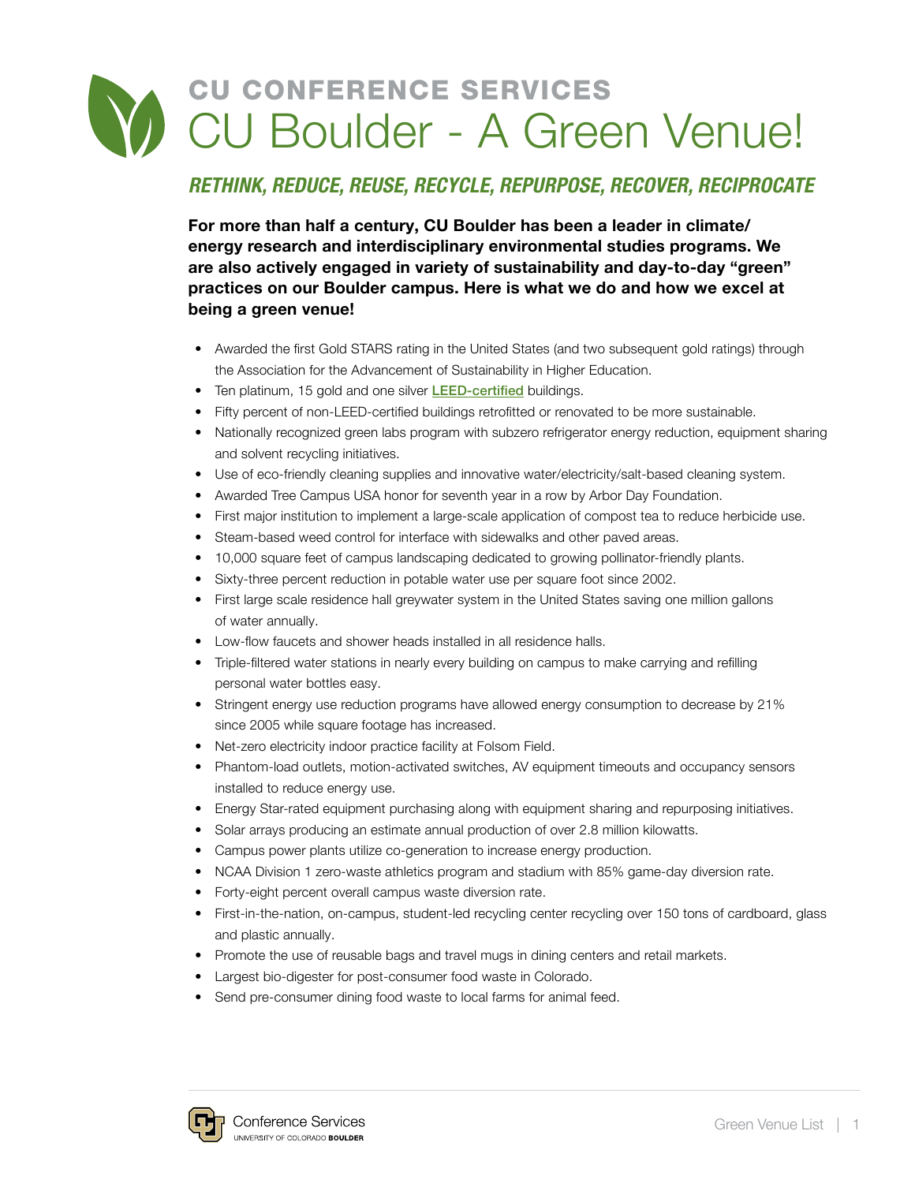## CU CONFERENCE SERVICES

# CU Boulder - A Green Venue!

### *RETHINK, REDUCE, REUSE, RECYCLE, REPURPOSE, RECOVER, RECIPROCATE*

**For more than half a century, CU Boulder has been a leader in climate/energy research and interdisciplinary environmental studies programs. We are also actively engaged in variety of sustainability and day-to-day "green" practices on our Boulder campus. Here is what we do and how we excel at being a green venue!**

- Awarded the first Gold STARS rating in the United States (and two subsequent gold ratings) through the Association for the Advancement of Sustainability in Higher Education.
- Ten platinum, 15 gold and one silver **LEED-certified** buildings.
- Fifty percent of non-LEED-certified buildings retrofitted or renovated to be more sustainable.
- Nationally recognized green labs program with subzero refrigerator energy reduction, equipment sharing and solvent recycling initiatives.
- Use of eco-friendly cleaning supplies and innovative water/electricity/salt-based cleaning system.
- Awarded Tree Campus USA honor for seventh year in a row by Arbor Day Foundation.
- First major institution to implement a large-scale application of compost tea to reduce herbicide use.
- Steam-based weed control for interface with sidewalks and other paved areas.
- 10,000 square feet of campus landscaping dedicated to growing pollinator-friendly plants.
- Sixty-three percent reduction in potable water use per square foot since 2002.
- First large scale residence hall greywater system in the United States saving one million gallons of water annually.
- Low-flow faucets and shower heads installed in all residence halls.
- Triple-filtered water stations in nearly every building on campus to make carrying and refilling personal water bottles easy.
- Stringent energy use reduction programs have allowed energy consumption to decrease by 21% since 2005 while square footage has increased.
- Net-zero electricity indoor practice facility at Folsom Field.
- Phantom-load outlets, motion-activated switches, AV equipment timeouts and occupancy sensors installed to reduce energy use.
- Energy Star-rated equipment purchasing along with equipment sharing and repurposing initiatives.
- Solar arrays producing an estimate annual production of over 2.8 million kilowatts.
- Campus power plants utilize co-generation to increase energy production.
- NCAA Division 1 zero-waste athletics program and stadium with 85% game-day diversion rate.
- Forty-eight percent overall campus waste diversion rate.
- First-in-the-nation, on-campus, student-led recycling center recycling over 150 tons of cardboard, glass and plastic annually.
- Promote the use of reusable bags and travel mugs in dining centers and retail markets.
- Largest bio-digester for post-consumer food waste in Colorado.
- Send pre-consumer dining food waste to local farms for animal feed.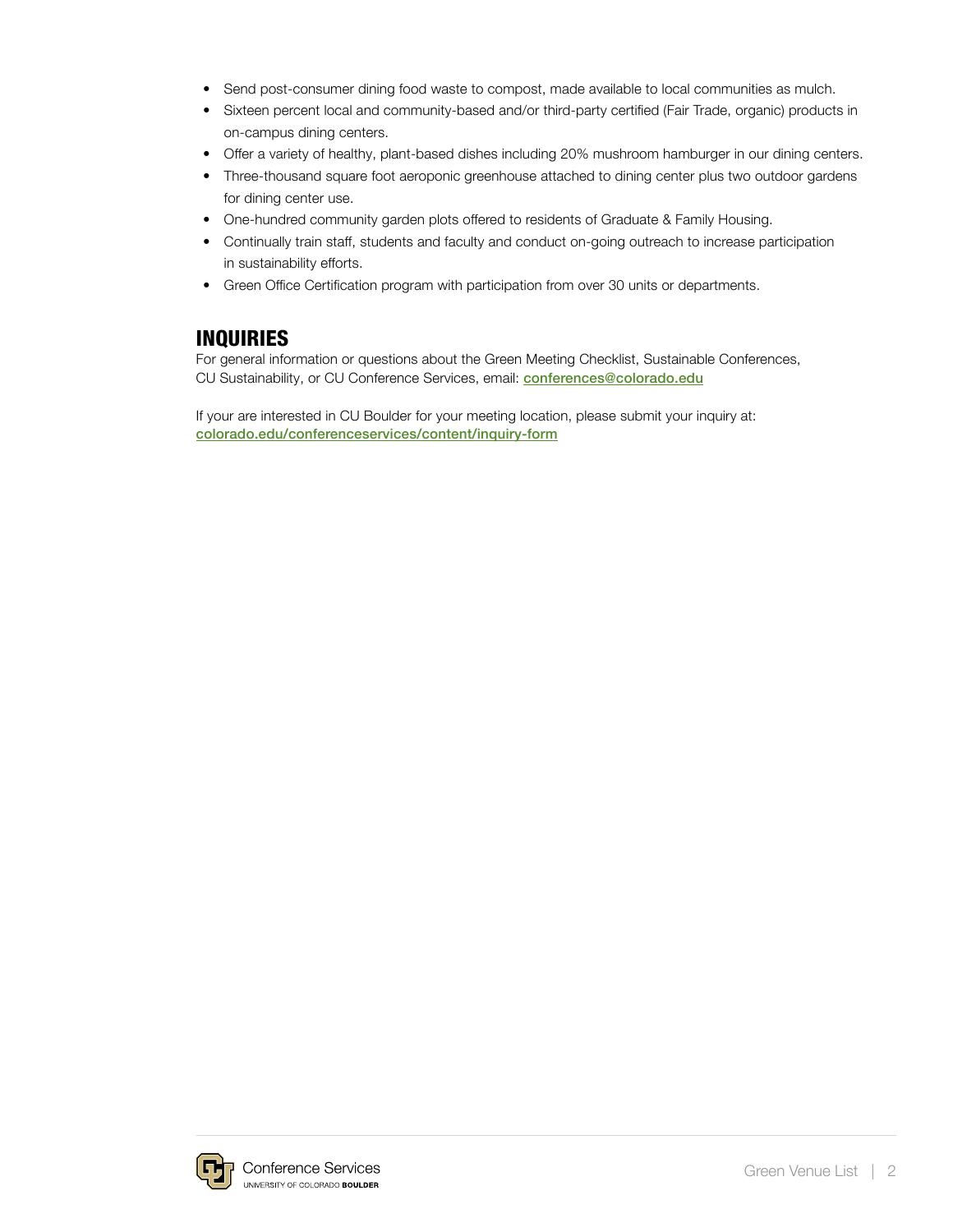- Send post-consumer dining food waste to compost, made available to local communities as mulch.
- Sixteen percent local and community-based and/or third-party certified (Fair Trade, organic) products in on-campus dining centers.
- Offer a variety of healthy, plant-based dishes including 20% mushroom hamburger in our dining centers.
- Three-thousand square foot aeroponic greenhouse attached to dining center plus two outdoor gardens for dining center use.
- One-hundred community garden plots offered to residents of Graduate & Family Housing.
- Continually train staff, students and faculty and conduct on-going outreach to increase participation in sustainability efforts.
- Green Office Certification program with participation from over 30 units or departments.

## INQUIRIES

For general information or questions about the Green Meeting Checklist, Sustainable Conferences, CU Sustainability, or CU Conference Services, email: **conferences@colorado.edu**

If your are interested in CU Boulder for your meeting location, please submit your inquiry at: **colorado.edu/conferenceservices/content/inquiry-form**